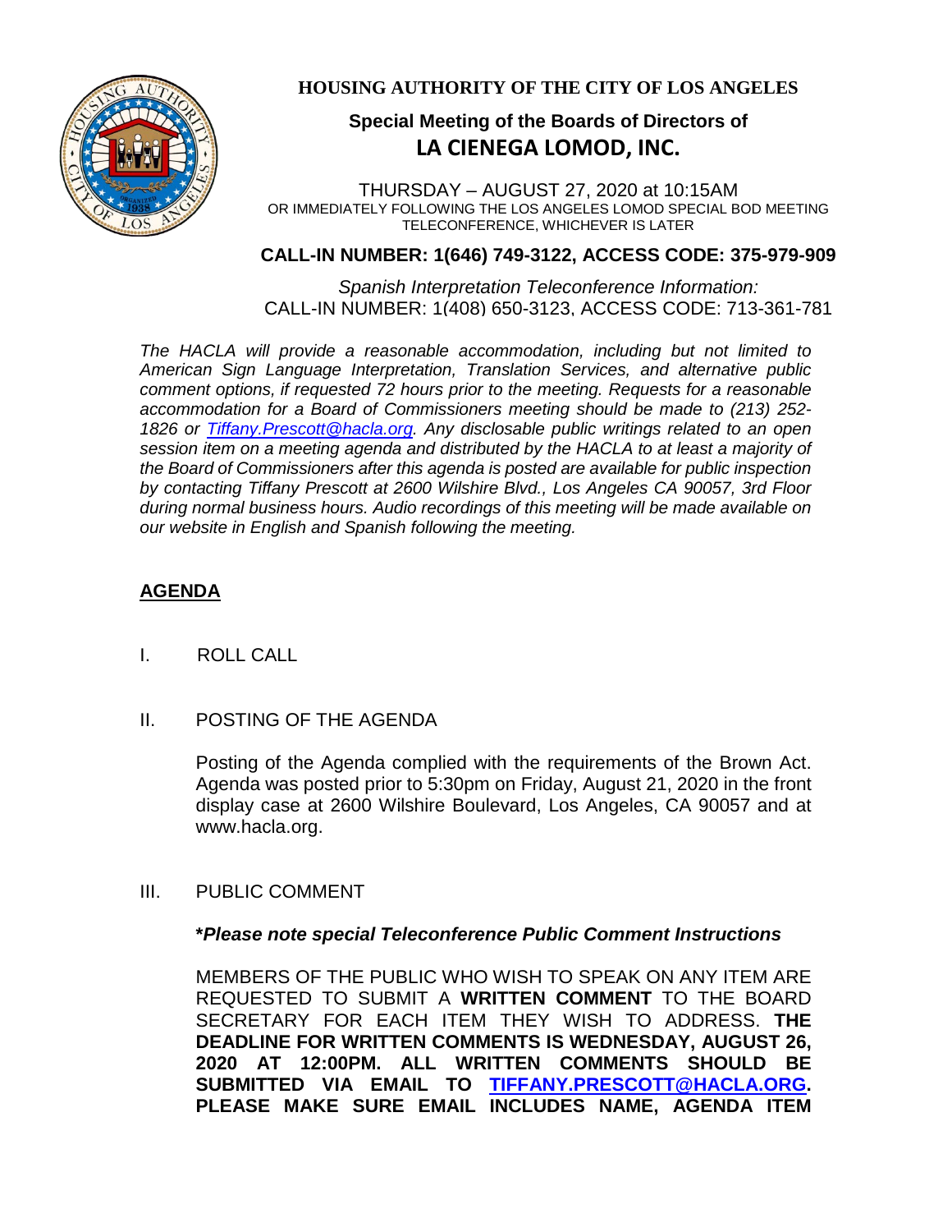# HOUSING AUTHORITY OF THE CITY OF LOS ANGELES

## Special Meeting of the Boards of Directors of
## LA CIENEGA LOMOD, INC.

THURSDAY – AUGUST 27, 2020 at 10:15AM
OR IMMEDIATELY FOLLOWING THE LOS ANGELES LOMOD SPECIAL BOD MEETING TELECONFERENCE, WHICHEVER IS LATER

**CALL-IN NUMBER: 1(646) 749-3122, ACCESS CODE: 375-979-909**

*Spanish Interpretation Teleconference Information:*
CALL-IN NUMBER: 1(408) 650-3123, ACCESS CODE: 713-361-781

*The HACLA will provide a reasonable accommodation, including but not limited to American Sign Language Interpretation, Translation Services, and alternative public comment options, if requested 72 hours prior to the meeting. Requests for a reasonable accommodation for a Board of Commissioners meeting should be made to (213) 252-1826 or [Tiffany.Prescott@hacla.org](mailto:Tiffany.Prescott@hacla.org). Any disclosable public writings related to an open session item on a meeting agenda and distributed by the HACLA to at least a majority of the Board of Commissioners after this agenda is posted are available for public inspection by contacting Tiffany Prescott at 2600 Wilshire Blvd., Los Angeles CA 90057, 3rd Floor during normal business hours. Audio recordings of this meeting will be made available on our website in English and Spanish following the meeting.*

## AGENDA

I. ROLL CALL

II. POSTING OF THE AGENDA

Posting of the Agenda complied with the requirements of the Brown Act. Agenda was posted prior to 5:30pm on Friday, August 21, 2020 in the front display case at 2600 Wilshire Boulevard, Los Angeles, CA 90057 and at www.hacla.org.

III. PUBLIC COMMENT

***Please note special Teleconference Public Comment Instructions***

MEMBERS OF THE PUBLIC WHO WISH TO SPEAK ON ANY ITEM ARE REQUESTED TO SUBMIT A **WRITTEN COMMENT** TO THE BOARD SECRETARY FOR EACH ITEM THEY WISH TO ADDRESS. **THE DEADLINE FOR WRITTEN COMMENTS IS WEDNESDAY, AUGUST 26, 2020 AT 12:00PM. ALL WRITTEN COMMENTS SHOULD BE SUBMITTED VIA EMAIL TO [TIFFANY.PRESCOTT@HACLA.ORG](mailto:TIFFANY.PRESCOTT@HACLA.ORG). PLEASE MAKE SURE EMAIL INCLUDES NAME, AGENDA ITEM**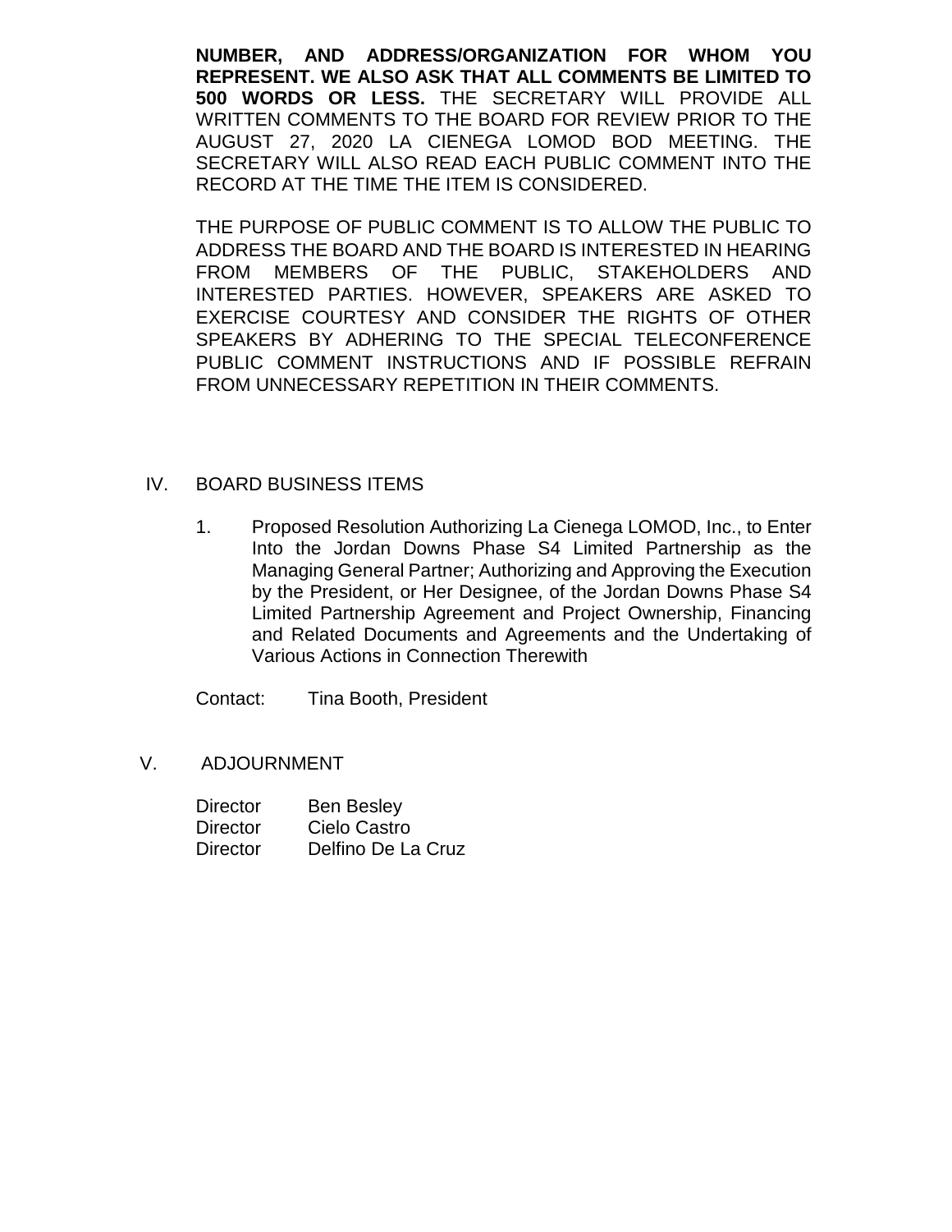**NUMBER, AND ADDRESS/ORGANIZATION FOR WHOM YOU REPRESENT. WE ALSO ASK THAT ALL COMMENTS BE LIMITED TO 500 WORDS OR LESS.** THE SECRETARY WILL PROVIDE ALL WRITTEN COMMENTS TO THE BOARD FOR REVIEW PRIOR TO THE AUGUST 27, 2020 LA CIENEGA LOMOD BOD MEETING. THE SECRETARY WILL ALSO READ EACH PUBLIC COMMENT INTO THE RECORD AT THE TIME THE ITEM IS CONSIDERED.

THE PURPOSE OF PUBLIC COMMENT IS TO ALLOW THE PUBLIC TO ADDRESS THE BOARD AND THE BOARD IS INTERESTED IN HEARING FROM MEMBERS OF THE PUBLIC, STAKEHOLDERS AND INTERESTED PARTIES. HOWEVER, SPEAKERS ARE ASKED TO EXERCISE COURTESY AND CONSIDER THE RIGHTS OF OTHER SPEAKERS BY ADHERING TO THE SPECIAL TELECONFERENCE PUBLIC COMMENT INSTRUCTIONS AND IF POSSIBLE REFRAIN FROM UNNECESSARY REPETITION IN THEIR COMMENTS.

IV. BOARD BUSINESS ITEMS

1. Proposed Resolution Authorizing La Cienega LOMOD, Inc., to Enter Into the Jordan Downs Phase S4 Limited Partnership as the Managing General Partner; Authorizing and Approving the Execution by the President, or Her Designee, of the Jordan Downs Phase S4 Limited Partnership Agreement and Project Ownership, Financing and Related Documents and Agreements and the Undertaking of Various Actions in Connection Therewith

Contact: Tina Booth, President

V. ADJOURNMENT

Director Ben Besley
Director Cielo Castro
Director Delfino De La Cruz